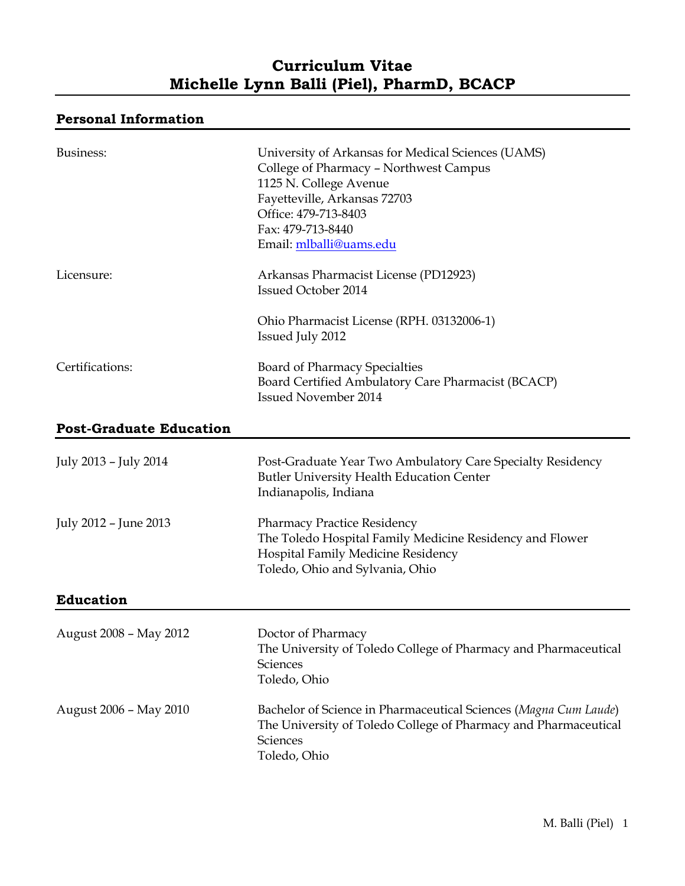# Curriculum Vitae
# Michelle Lynn Balli (Piel), PharmD, BCACP

## Personal Information

| | |
|---|---|
| Business: | University of Arkansas for Medical Sciences (UAMS)<br>College of Pharmacy – Northwest Campus<br>1125 N. College Avenue<br>Fayetteville, Arkansas 72703<br>Office: 479-713-8403<br>Fax: 479-713-8440<br>Email: mlballi@uams.edu |
| Licensure: | Arkansas Pharmacist License (PD12923)<br>Issued October 2014 |
| | Ohio Pharmacist License (RPH. 03132006-1)<br>Issued July 2012 |
| Certifications: | Board of Pharmacy Specialties<br>Board Certified Ambulatory Care Pharmacist (BCACP)<br>Issued November 2014 |

## Post-Graduate Education

| | |
|---|---|
| July 2013 – July 2014 | Post-Graduate Year Two Ambulatory Care Specialty Residency<br>Butler University Health Education Center<br>Indianapolis, Indiana |
| July 2012 – June 2013 | Pharmacy Practice Residency<br>The Toledo Hospital Family Medicine Residency and Flower Hospital Family Medicine Residency<br>Toledo, Ohio and Sylvania, Ohio |

## Education

| | |
|---|---|
| August 2008 – May 2012 | Doctor of Pharmacy<br>The University of Toledo College of Pharmacy and Pharmaceutical Sciences<br>Toledo, Ohio |
| August 2006 – May 2010 | Bachelor of Science in Pharmaceutical Sciences (*Magna Cum Laude*)<br>The University of Toledo College of Pharmacy and Pharmaceutical Sciences<br>Toledo, Ohio |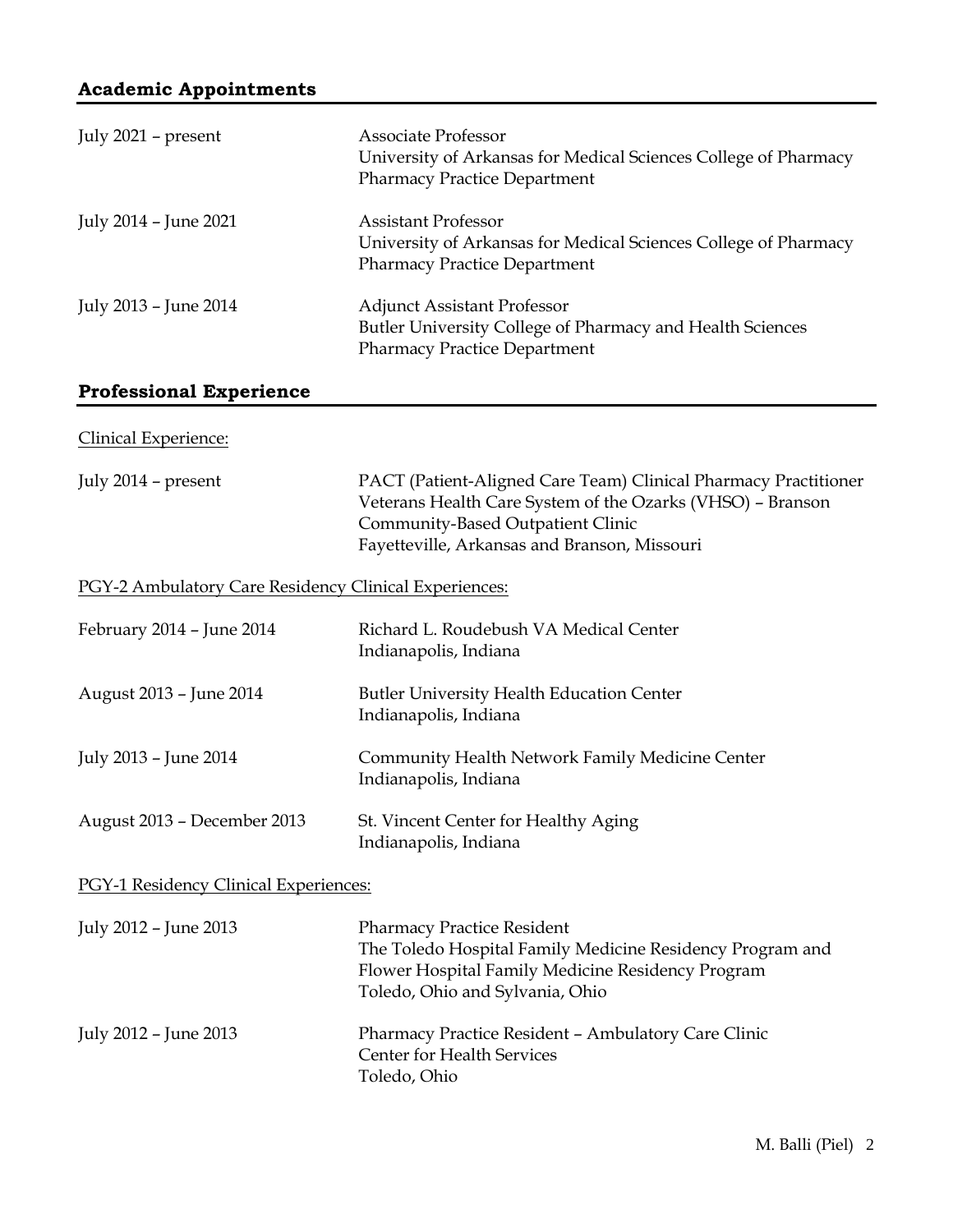## Academic Appointments

July 2021 – present
Associate Professor
University of Arkansas for Medical Sciences College of Pharmacy
Pharmacy Practice Department

July 2014 – June 2021
Assistant Professor
University of Arkansas for Medical Sciences College of Pharmacy
Pharmacy Practice Department

July 2013 – June 2014
Adjunct Assistant Professor
Butler University College of Pharmacy and Health Sciences
Pharmacy Practice Department

## Professional Experience

Clinical Experience:

July 2014 – present
PACT (Patient-Aligned Care Team) Clinical Pharmacy Practitioner
Veterans Health Care System of the Ozarks (VHSO) – Branson Community-Based Outpatient Clinic
Fayetteville, Arkansas and Branson, Missouri

PGY-2 Ambulatory Care Residency Clinical Experiences:

February 2014 – June 2014
Richard L. Roudebush VA Medical Center
Indianapolis, Indiana

August 2013 – June 2014
Butler University Health Education Center
Indianapolis, Indiana

July 2013 – June 2014
Community Health Network Family Medicine Center
Indianapolis, Indiana

August 2013 – December 2013
St. Vincent Center for Healthy Aging
Indianapolis, Indiana

PGY-1 Residency Clinical Experiences:

July 2012 – June 2013
Pharmacy Practice Resident
The Toledo Hospital Family Medicine Residency Program and Flower Hospital Family Medicine Residency Program
Toledo, Ohio and Sylvania, Ohio

July 2012 – June 2013
Pharmacy Practice Resident – Ambulatory Care Clinic
Center for Health Services
Toledo, Ohio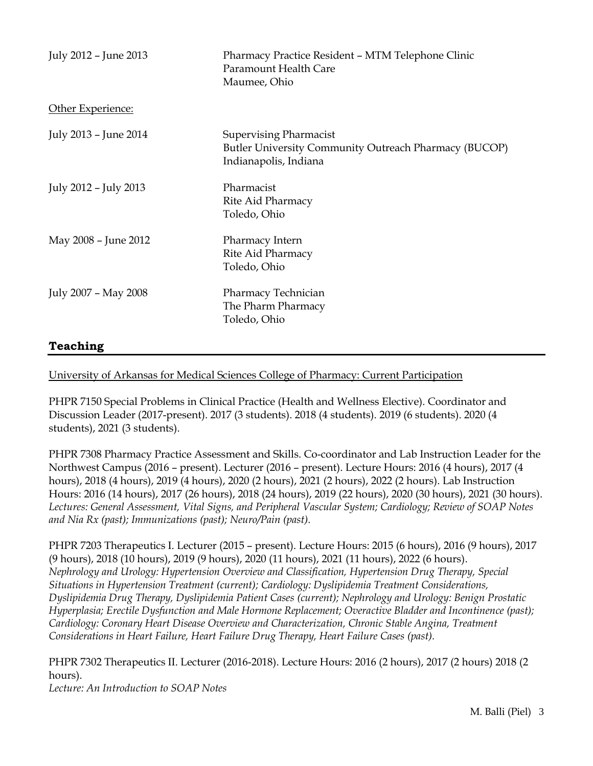July 2012 – June 2013 Pharmacy Practice Resident – MTM Telephone Clinic
Paramount Health Care
Maumee, Ohio

Other Experience:

July 2013 – June 2014 Supervising Pharmacist
Butler University Community Outreach Pharmacy (BUCOP)
Indianapolis, Indiana

July 2012 – July 2013 Pharmacist
Rite Aid Pharmacy
Toledo, Ohio

May 2008 – June 2012 Pharmacy Intern
Rite Aid Pharmacy
Toledo, Ohio

July 2007 – May 2008 Pharmacy Technician
The Pharm Pharmacy
Toledo, Ohio

## Teaching

University of Arkansas for Medical Sciences College of Pharmacy: Current Participation

PHPR 7150 Special Problems in Clinical Practice (Health and Wellness Elective). Coordinator and Discussion Leader (2017-present). 2017 (3 students). 2018 (4 students). 2019 (6 students). 2020 (4 students), 2021 (3 students).

PHPR 7308 Pharmacy Practice Assessment and Skills. Co-coordinator and Lab Instruction Leader for the Northwest Campus (2016 – present). Lecturer (2016 – present). Lecture Hours: 2016 (4 hours), 2017 (4 hours), 2018 (4 hours), 2019 (4 hours), 2020 (2 hours), 2021 (2 hours), 2022 (2 hours). Lab Instruction Hours: 2016 (14 hours), 2017 (26 hours), 2018 (24 hours), 2019 (22 hours), 2020 (30 hours), 2021 (30 hours). *Lectures: General Assessment, Vital Signs, and Peripheral Vascular System; Cardiology; Review of SOAP Notes and Nia Rx (past); Immunizations (past); Neuro/Pain (past).*

PHPR 7203 Therapeutics I. Lecturer (2015 – present). Lecture Hours: 2015 (6 hours), 2016 (9 hours), 2017 (9 hours), 2018 (10 hours), 2019 (9 hours), 2020 (11 hours), 2021 (11 hours), 2022 (6 hours). *Nephrology and Urology: Hypertension Overview and Classification, Hypertension Drug Therapy, Special Situations in Hypertension Treatment (current); Cardiology: Dyslipidemia Treatment Considerations, Dyslipidemia Drug Therapy, Dyslipidemia Patient Cases (current); Nephrology and Urology: Benign Prostatic Hyperplasia; Erectile Dysfunction and Male Hormone Replacement; Overactive Bladder and Incontinence (past); Cardiology: Coronary Heart Disease Overview and Characterization, Chronic Stable Angina, Treatment Considerations in Heart Failure, Heart Failure Drug Therapy, Heart Failure Cases (past).*

PHPR 7302 Therapeutics II. Lecturer (2016-2018). Lecture Hours: 2016 (2 hours), 2017 (2 hours) 2018 (2 hours).
*Lecture: An Introduction to SOAP Notes*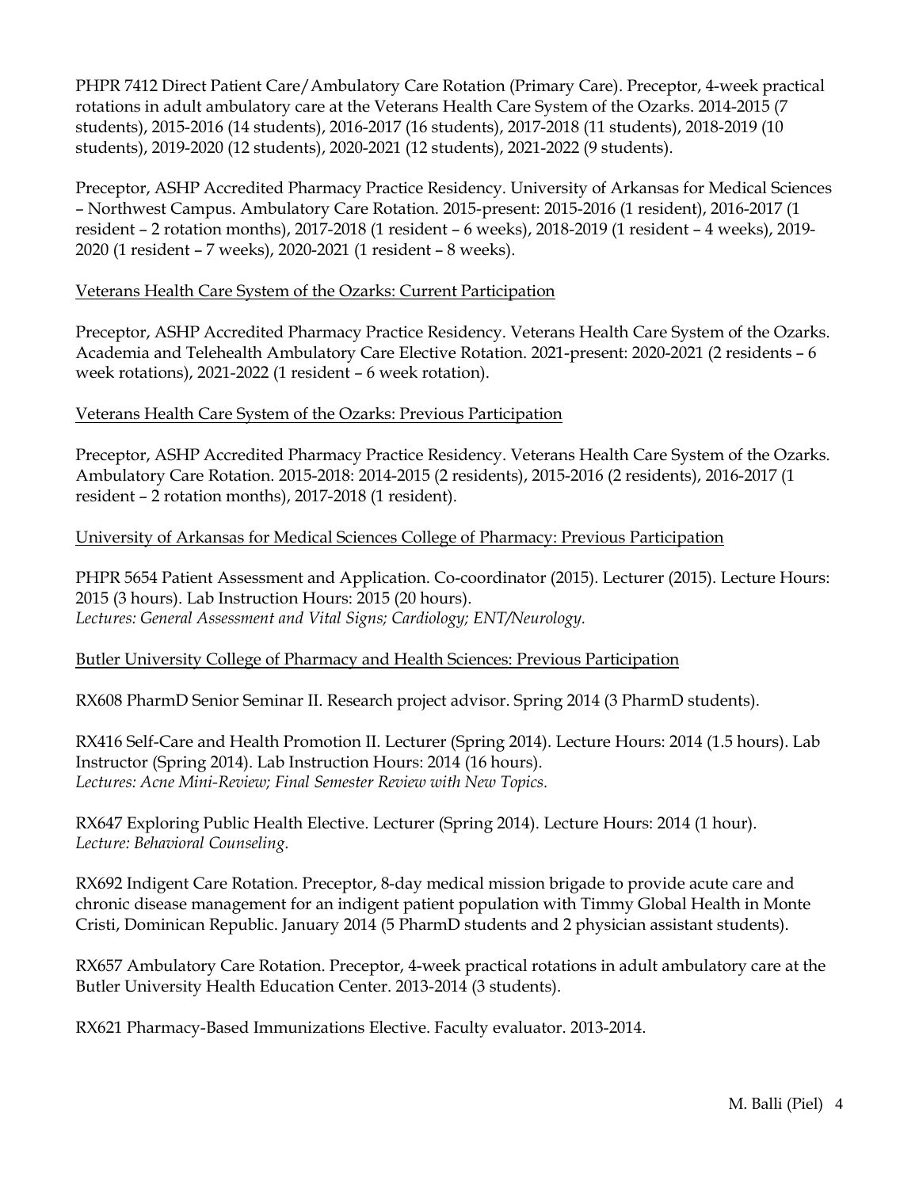PHPR 7412 Direct Patient Care/Ambulatory Care Rotation (Primary Care). Preceptor, 4-week practical rotations in adult ambulatory care at the Veterans Health Care System of the Ozarks. 2014-2015 (7 students), 2015-2016 (14 students), 2016-2017 (16 students), 2017-2018 (11 students), 2018-2019 (10 students), 2019-2020 (12 students), 2020-2021 (12 students), 2021-2022 (9 students).

Preceptor, ASHP Accredited Pharmacy Practice Residency. University of Arkansas for Medical Sciences – Northwest Campus. Ambulatory Care Rotation. 2015-present: 2015-2016 (1 resident), 2016-2017 (1 resident – 2 rotation months), 2017-2018 (1 resident – 6 weeks), 2018-2019 (1 resident – 4 weeks), 2019-2020 (1 resident – 7 weeks), 2020-2021 (1 resident – 8 weeks).

<u>Veterans Health Care System of the Ozarks: Current Participation</u>

Preceptor, ASHP Accredited Pharmacy Practice Residency. Veterans Health Care System of the Ozarks. Academia and Telehealth Ambulatory Care Elective Rotation. 2021-present: 2020-2021 (2 residents – 6 week rotations), 2021-2022 (1 resident – 6 week rotation).

<u>Veterans Health Care System of the Ozarks: Previous Participation</u>

Preceptor, ASHP Accredited Pharmacy Practice Residency. Veterans Health Care System of the Ozarks. Ambulatory Care Rotation. 2015-2018: 2014-2015 (2 residents), 2015-2016 (2 residents), 2016-2017 (1 resident – 2 rotation months), 2017-2018 (1 resident).

<u>University of Arkansas for Medical Sciences College of Pharmacy: Previous Participation</u>

PHPR 5654 Patient Assessment and Application. Co-coordinator (2015). Lecturer (2015). Lecture Hours: 2015 (3 hours). Lab Instruction Hours: 2015 (20 hours).
*Lectures: General Assessment and Vital Signs; Cardiology; ENT/Neurology.*

<u>Butler University College of Pharmacy and Health Sciences: Previous Participation</u>

RX608 PharmD Senior Seminar II. Research project advisor. Spring 2014 (3 PharmD students).

RX416 Self-Care and Health Promotion II. Lecturer (Spring 2014). Lecture Hours: 2014 (1.5 hours). Lab Instructor (Spring 2014). Lab Instruction Hours: 2014 (16 hours).
*Lectures: Acne Mini-Review; Final Semester Review with New Topics.*

RX647 Exploring Public Health Elective. Lecturer (Spring 2014). Lecture Hours: 2014 (1 hour).
*Lecture: Behavioral Counseling.*

RX692 Indigent Care Rotation. Preceptor, 8-day medical mission brigade to provide acute care and chronic disease management for an indigent patient population with Timmy Global Health in Monte Cristi, Dominican Republic. January 2014 (5 PharmD students and 2 physician assistant students).

RX657 Ambulatory Care Rotation. Preceptor, 4-week practical rotations in adult ambulatory care at the Butler University Health Education Center. 2013-2014 (3 students).

RX621 Pharmacy-Based Immunizations Elective. Faculty evaluator. 2013-2014.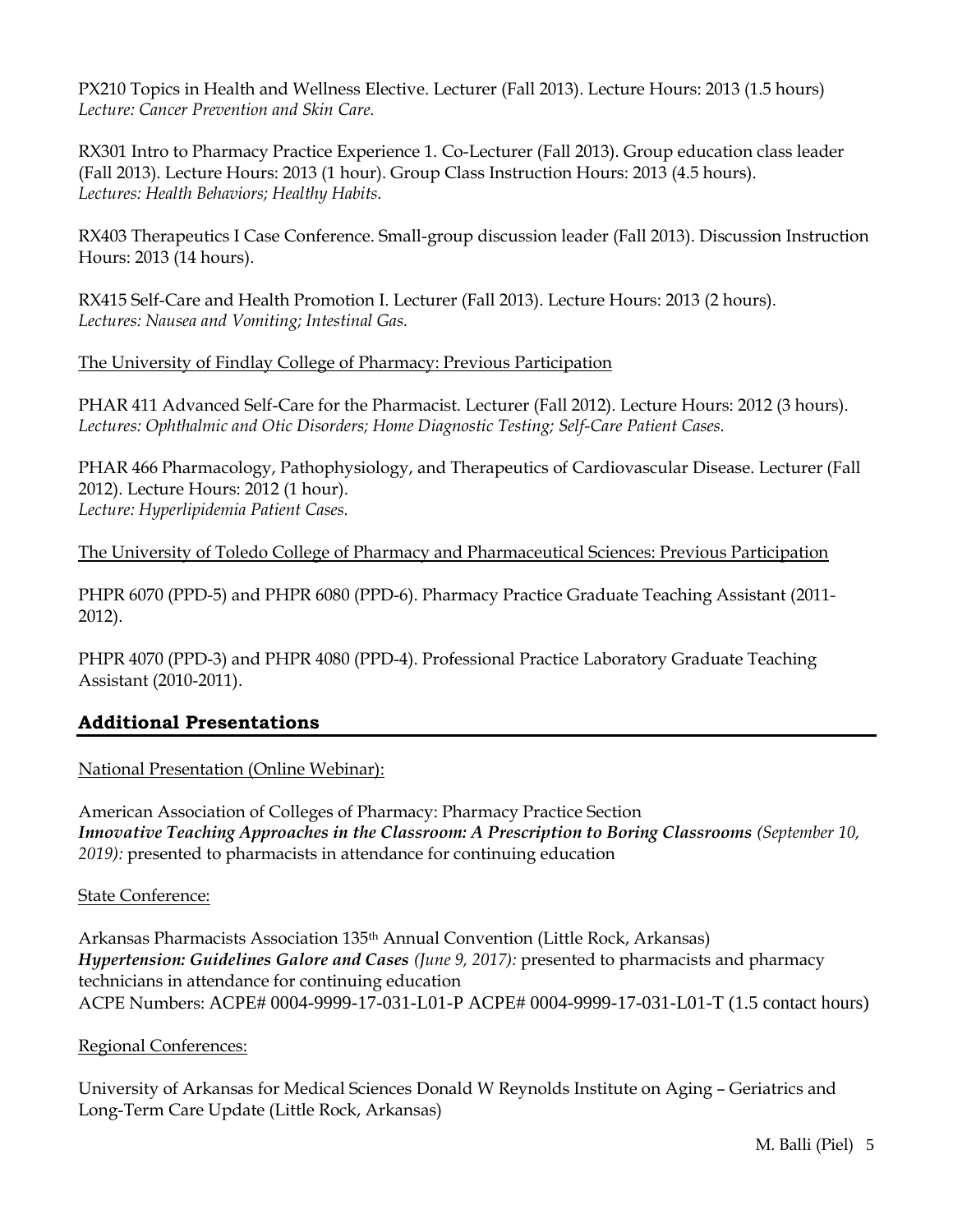PX210 Topics in Health and Wellness Elective. Lecturer (Fall 2013). Lecture Hours: 2013 (1.5 hours)
*Lecture: Cancer Prevention and Skin Care.*

RX301 Intro to Pharmacy Practice Experience 1. Co-Lecturer (Fall 2013). Group education class leader (Fall 2013). Lecture Hours: 2013 (1 hour). Group Class Instruction Hours: 2013 (4.5 hours).
*Lectures: Health Behaviors; Healthy Habits.*

RX403 Therapeutics I Case Conference. Small-group discussion leader (Fall 2013). Discussion Instruction Hours: 2013 (14 hours).

RX415 Self-Care and Health Promotion I. Lecturer (Fall 2013). Lecture Hours: 2013 (2 hours).
*Lectures: Nausea and Vomiting; Intestinal Gas.*

The University of Findlay College of Pharmacy: Previous Participation

PHAR 411 Advanced Self-Care for the Pharmacist. Lecturer (Fall 2012). Lecture Hours: 2012 (3 hours).
*Lectures: Ophthalmic and Otic Disorders; Home Diagnostic Testing; Self-Care Patient Cases.*

PHAR 466 Pharmacology, Pathophysiology, and Therapeutics of Cardiovascular Disease. Lecturer (Fall 2012). Lecture Hours: 2012 (1 hour).
*Lecture: Hyperlipidemia Patient Cases.*

The University of Toledo College of Pharmacy and Pharmaceutical Sciences: Previous Participation

PHPR 6070 (PPD-5) and PHPR 6080 (PPD-6). Pharmacy Practice Graduate Teaching Assistant (2011-2012).

PHPR 4070 (PPD-3) and PHPR 4080 (PPD-4). Professional Practice Laboratory Graduate Teaching Assistant (2010-2011).

## Additional Presentations

National Presentation (Online Webinar):

American Association of Colleges of Pharmacy: Pharmacy Practice Section
***Innovative Teaching Approaches in the Classroom: A Prescription to Boring Classrooms*** *(September 10, 2019):* presented to pharmacists in attendance for continuing education

State Conference:

Arkansas Pharmacists Association 135th Annual Convention (Little Rock, Arkansas)
***Hypertension: Guidelines Galore and Cases*** *(June 9, 2017):* presented to pharmacists and pharmacy technicians in attendance for continuing education
ACPE Numbers: ACPE# 0004-9999-17-031-L01-P ACPE# 0004-9999-17-031-L01-T (1.5 contact hours)

Regional Conferences:

University of Arkansas for Medical Sciences Donald W Reynolds Institute on Aging – Geriatrics and Long-Term Care Update (Little Rock, Arkansas)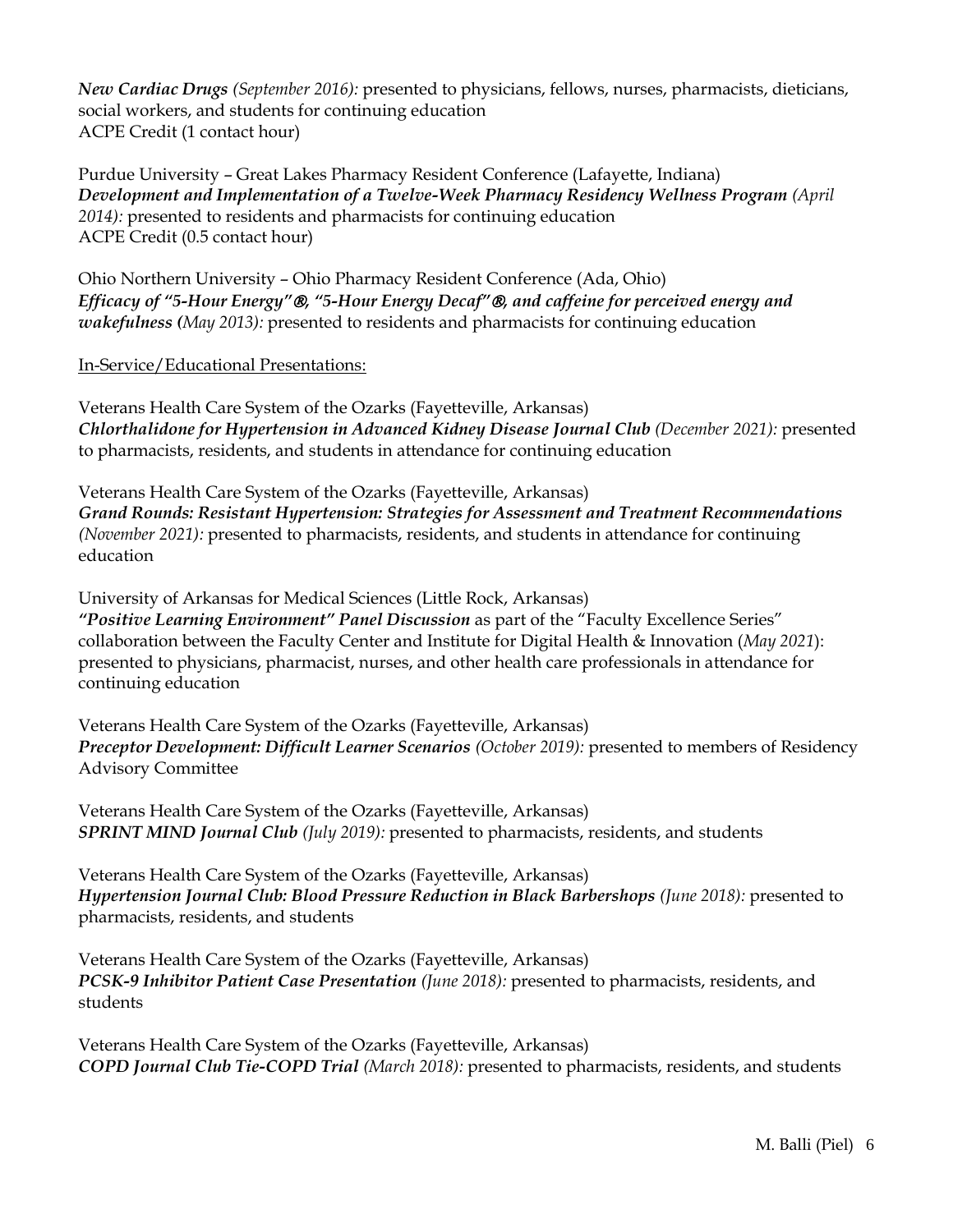***New Cardiac Drugs*** *(September 2016):* presented to physicians, fellows, nurses, pharmacists, dieticians, social workers, and students for continuing education
ACPE Credit (1 contact hour)

Purdue University – Great Lakes Pharmacy Resident Conference (Lafayette, Indiana)
***Development and Implementation of a Twelve-Week Pharmacy Residency Wellness Program*** *(April 2014):* presented to residents and pharmacists for continuing education
ACPE Credit (0.5 contact hour)

Ohio Northern University – Ohio Pharmacy Resident Conference (Ada, Ohio)
***Efficacy of "5-Hour Energy"®, "5-Hour Energy Decaf"®, and caffeine for perceived energy and wakefulness*** *(May 2013):* presented to residents and pharmacists for continuing education

In-Service/Educational Presentations:

Veterans Health Care System of the Ozarks (Fayetteville, Arkansas)
***Chlorthalidone for Hypertension in Advanced Kidney Disease Journal Club*** *(December 2021):* presented to pharmacists, residents, and students in attendance for continuing education

Veterans Health Care System of the Ozarks (Fayetteville, Arkansas)
***Grand Rounds: Resistant Hypertension: Strategies for Assessment and Treatment Recommendations*** *(November 2021):* presented to pharmacists, residents, and students in attendance for continuing education

University of Arkansas for Medical Sciences (Little Rock, Arkansas)
***"Positive Learning Environment" Panel Discussion*** as part of the "Faculty Excellence Series" collaboration between the Faculty Center and Institute for Digital Health & Innovation (*May 2021*): presented to physicians, pharmacist, nurses, and other health care professionals in attendance for continuing education

Veterans Health Care System of the Ozarks (Fayetteville, Arkansas)
***Preceptor Development: Difficult Learner Scenarios*** *(October 2019):* presented to members of Residency Advisory Committee

Veterans Health Care System of the Ozarks (Fayetteville, Arkansas)
***SPRINT MIND Journal Club*** *(July 2019):* presented to pharmacists, residents, and students

Veterans Health Care System of the Ozarks (Fayetteville, Arkansas)
***Hypertension Journal Club: Blood Pressure Reduction in Black Barbershops*** *(June 2018):* presented to pharmacists, residents, and students

Veterans Health Care System of the Ozarks (Fayetteville, Arkansas)
***PCSK-9 Inhibitor Patient Case Presentation*** *(June 2018):* presented to pharmacists, residents, and students

Veterans Health Care System of the Ozarks (Fayetteville, Arkansas)
***COPD Journal Club Tie-COPD Trial*** *(March 2018):* presented to pharmacists, residents, and students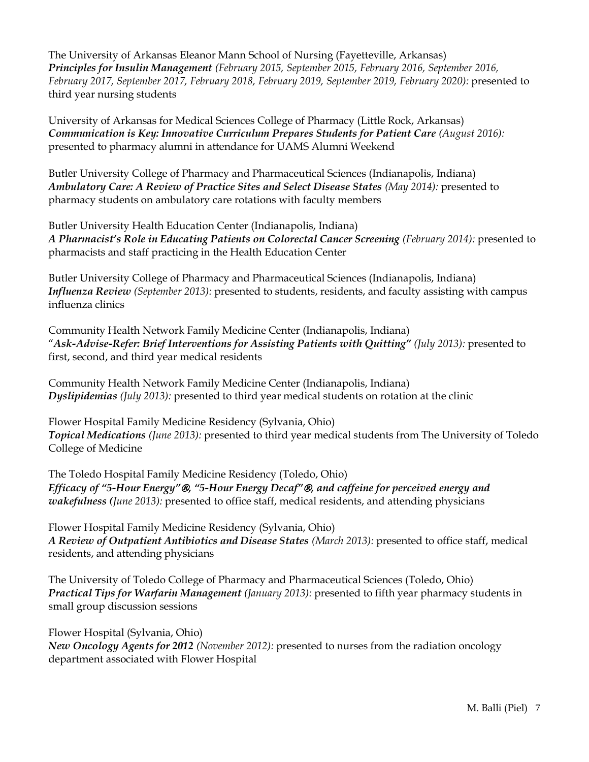The University of Arkansas Eleanor Mann School of Nursing (Fayetteville, Arkansas)
***Principles for Insulin Management*** *(February 2015, September 2015, February 2016, September 2016, February 2017, September 2017, February 2018, February 2019, September 2019, February 2020):* presented to third year nursing students

University of Arkansas for Medical Sciences College of Pharmacy (Little Rock, Arkansas)
***Communication is Key: Innovative Curriculum Prepares Students for Patient Care*** *(August 2016):* presented to pharmacy alumni in attendance for UAMS Alumni Weekend

Butler University College of Pharmacy and Pharmaceutical Sciences (Indianapolis, Indiana)
***Ambulatory Care: A Review of Practice Sites and Select Disease States*** *(May 2014):* presented to pharmacy students on ambulatory care rotations with faculty members

Butler University Health Education Center (Indianapolis, Indiana)
***A Pharmacist's Role in Educating Patients on Colorectal Cancer Screening*** *(February 2014):* presented to pharmacists and staff practicing in the Health Education Center

Butler University College of Pharmacy and Pharmaceutical Sciences (Indianapolis, Indiana)
***Influenza Review*** *(September 2013):* presented to students, residents, and faculty assisting with campus influenza clinics

Community Health Network Family Medicine Center (Indianapolis, Indiana)
"***Ask-Advise-Refer: Brief Interventions for Assisting Patients with Quitting"*** *(July 2013):* presented to first, second, and third year medical residents

Community Health Network Family Medicine Center (Indianapolis, Indiana)
***Dyslipidemias*** *(July 2013):* presented to third year medical students on rotation at the clinic

Flower Hospital Family Medicine Residency (Sylvania, Ohio)
***Topical Medications*** *(June 2013):* presented to third year medical students from The University of Toledo College of Medicine

The Toledo Hospital Family Medicine Residency (Toledo, Ohio)
***Efficacy of "5-Hour Energy"®, "5-Hour Energy Decaf"®, and caffeine for perceived energy and wakefulness (****June 2013):* presented to office staff, medical residents, and attending physicians

Flower Hospital Family Medicine Residency (Sylvania, Ohio)
***A Review of Outpatient Antibiotics and Disease States*** *(March 2013):* presented to office staff, medical residents, and attending physicians

The University of Toledo College of Pharmacy and Pharmaceutical Sciences (Toledo, Ohio)
***Practical Tips for Warfarin Management*** *(January 2013):* presented to fifth year pharmacy students in small group discussion sessions

Flower Hospital (Sylvania, Ohio)
***New Oncology Agents for 2012*** *(November 2012):* presented to nurses from the radiation oncology department associated with Flower Hospital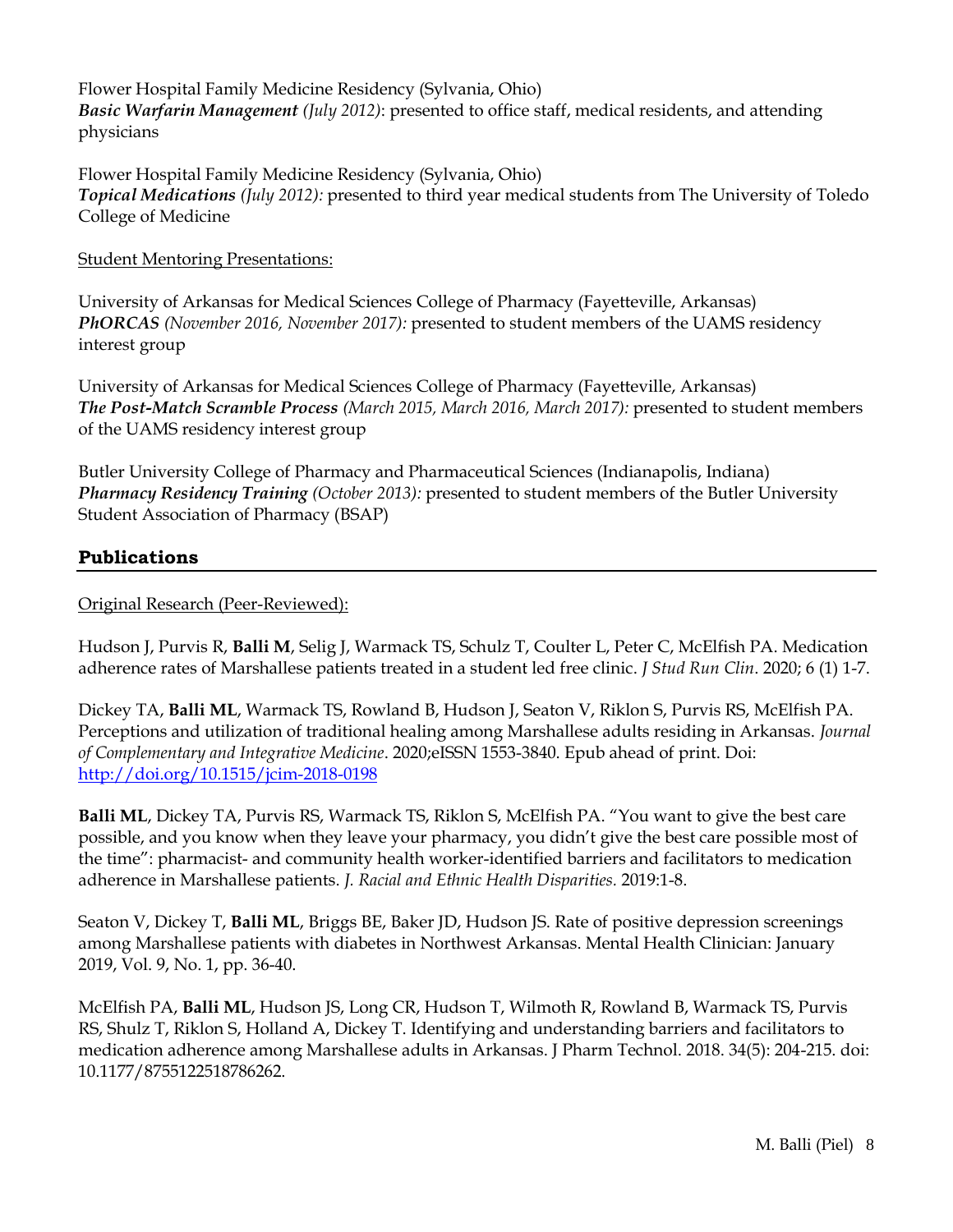Flower Hospital Family Medicine Residency (Sylvania, Ohio)
***Basic Warfarin Management*** *(July 2012)*: presented to office staff, medical residents, and attending physicians

Flower Hospital Family Medicine Residency (Sylvania, Ohio)
***Topical Medications*** *(July 2012):* presented to third year medical students from The University of Toledo College of Medicine

Student Mentoring Presentations:

University of Arkansas for Medical Sciences College of Pharmacy (Fayetteville, Arkansas)
***PhORCAS*** *(November 2016, November 2017):* presented to student members of the UAMS residency interest group

University of Arkansas for Medical Sciences College of Pharmacy (Fayetteville, Arkansas)
***The Post-Match Scramble Process*** *(March 2015, March 2016, March 2017):* presented to student members of the UAMS residency interest group

Butler University College of Pharmacy and Pharmaceutical Sciences (Indianapolis, Indiana)
***Pharmacy Residency Training*** *(October 2013):* presented to student members of the Butler University Student Association of Pharmacy (BSAP)

## Publications

Original Research (Peer-Reviewed):

Hudson J, Purvis R, **Balli M**, Selig J, Warmack TS, Schulz T, Coulter L, Peter C, McElfish PA. Medication adherence rates of Marshallese patients treated in a student led free clinic. *J Stud Run Clin*. 2020; 6 (1) 1-7.

Dickey TA, **Balli ML**, Warmack TS, Rowland B, Hudson J, Seaton V, Riklon S, Purvis RS, McElfish PA. Perceptions and utilization of traditional healing among Marshallese adults residing in Arkansas. *Journal of Complementary and Integrative Medicine*. 2020;eISSN 1553-3840. Epub ahead of print. Doi: http://doi.org/10.1515/jcim-2018-0198

**Balli ML**, Dickey TA, Purvis RS, Warmack TS, Riklon S, McElfish PA. "You want to give the best care possible, and you know when they leave your pharmacy, you didn't give the best care possible most of the time": pharmacist- and community health worker-identified barriers and facilitators to medication adherence in Marshallese patients. *J. Racial and Ethnic Health Disparities.* 2019:1-8.

Seaton V, Dickey T, **Balli ML**, Briggs BE, Baker JD, Hudson JS. Rate of positive depression screenings among Marshallese patients with diabetes in Northwest Arkansas. Mental Health Clinician: January 2019, Vol. 9, No. 1, pp. 36-40.

McElfish PA, **Balli ML**, Hudson JS, Long CR, Hudson T, Wilmoth R, Rowland B, Warmack TS, Purvis RS, Shulz T, Riklon S, Holland A, Dickey T. Identifying and understanding barriers and facilitators to medication adherence among Marshallese adults in Arkansas. J Pharm Technol. 2018. 34(5): 204-215. doi: 10.1177/8755122518786262.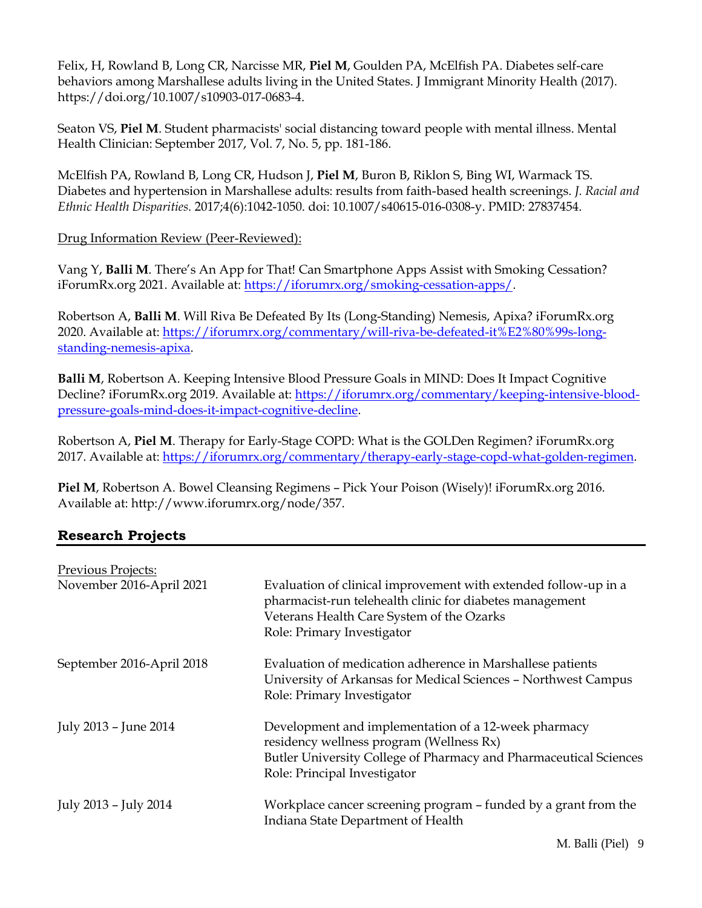Felix, H, Rowland B, Long CR, Narcisse MR, **Piel M**, Goulden PA, McElfish PA. Diabetes self-care behaviors among Marshallese adults living in the United States. J Immigrant Minority Health (2017). https://doi.org/10.1007/s10903-017-0683-4.

Seaton VS, **Piel M**. Student pharmacists' social distancing toward people with mental illness. Mental Health Clinician: September 2017, Vol. 7, No. 5, pp. 181-186.

McElfish PA, Rowland B, Long CR, Hudson J, **Piel M**, Buron B, Riklon S, Bing WI, Warmack TS. Diabetes and hypertension in Marshallese adults: results from faith-based health screenings. *J. Racial and Ethnic Health Disparities.* 2017;4(6):1042-1050. doi: 10.1007/s40615-016-0308-y. PMID: 27837454.

Drug Information Review (Peer-Reviewed):

Vang Y, **Balli M**. There's An App for That! Can Smartphone Apps Assist with Smoking Cessation? iForumRx.org 2021. Available at: https://iforumrx.org/smoking-cessation-apps/.

Robertson A, **Balli M**. Will Riva Be Defeated By Its (Long-Standing) Nemesis, Apixa? iForumRx.org 2020. Available at: https://iforumrx.org/commentary/will-riva-be-defeated-it%E2%80%99s-long-standing-nemesis-apixa.

**Balli M**, Robertson A. Keeping Intensive Blood Pressure Goals in MIND: Does It Impact Cognitive Decline? iForumRx.org 2019. Available at: https://iforumrx.org/commentary/keeping-intensive-blood-pressure-goals-mind-does-it-impact-cognitive-decline.

Robertson A, **Piel M**. Therapy for Early-Stage COPD: What is the GOLDen Regimen? iForumRx.org 2017. Available at: https://iforumrx.org/commentary/therapy-early-stage-copd-what-golden-regimen.

**Piel M**, Robertson A. Bowel Cleansing Regimens – Pick Your Poison (Wisely)! iForumRx.org 2016. Available at: http://www.iforumrx.org/node/357.

## Research Projects

Previous Projects:

November 2016-April 2021
Evaluation of clinical improvement with extended follow-up in a pharmacist-run telehealth clinic for diabetes management
Veterans Health Care System of the Ozarks
Role: Primary Investigator

September 2016-April 2018
Evaluation of medication adherence in Marshallese patients
University of Arkansas for Medical Sciences – Northwest Campus
Role: Primary Investigator

July 2013 – June 2014
Development and implementation of a 12-week pharmacy residency wellness program (Wellness Rx)
Butler University College of Pharmacy and Pharmaceutical Sciences
Role: Principal Investigator

July 2013 – July 2014
Workplace cancer screening program – funded by a grant from the Indiana State Department of Health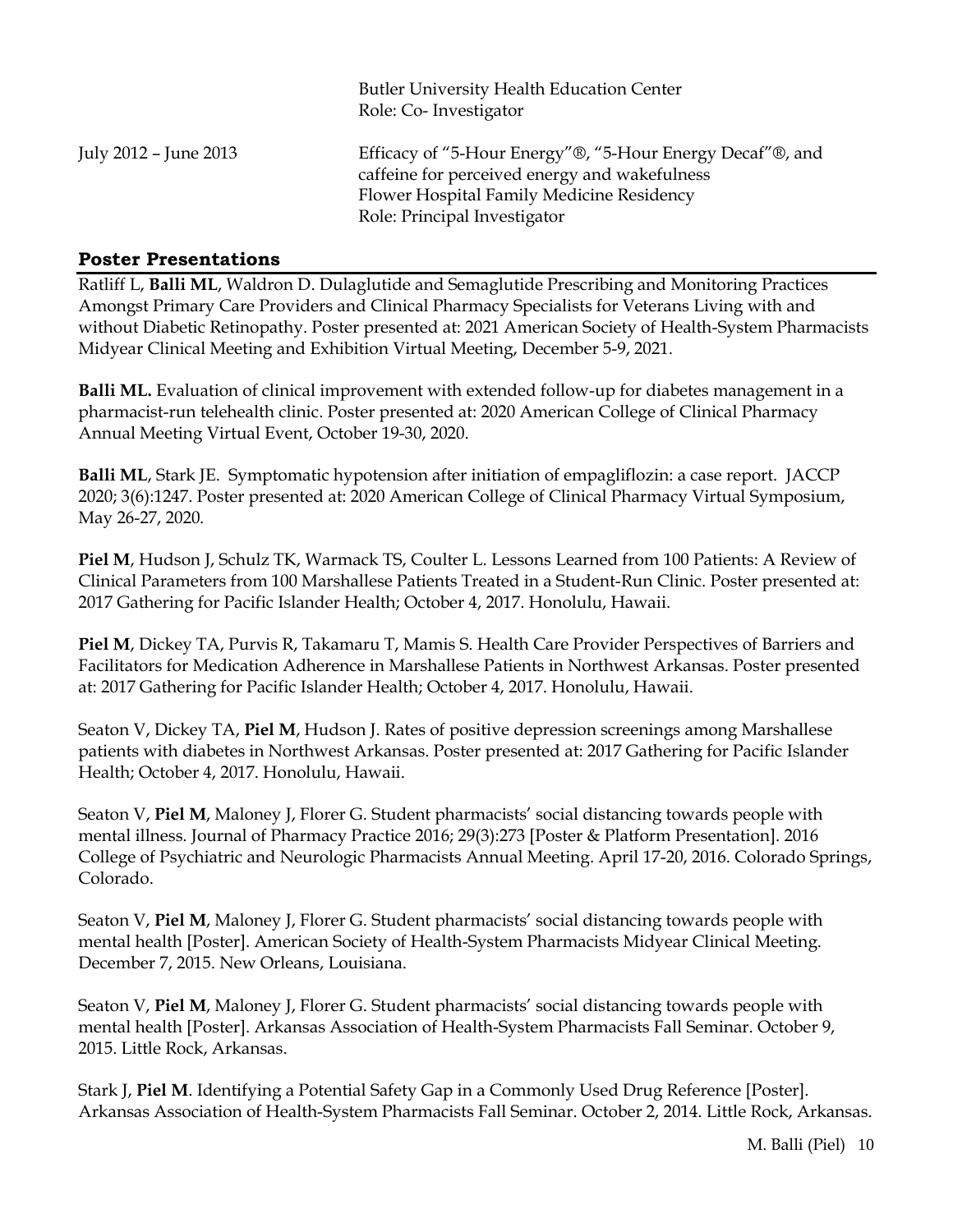Butler University Health Education Center
Role: Co- Investigator

July 2012 – June 2013 — Efficacy of "5-Hour Energy"®, "5-Hour Energy Decaf"®, and caffeine for perceived energy and wakefulness
Flower Hospital Family Medicine Residency
Role: Principal Investigator

## Poster Presentations

Ratliff L, **Balli ML**, Waldron D. Dulaglutide and Semaglutide Prescribing and Monitoring Practices Amongst Primary Care Providers and Clinical Pharmacy Specialists for Veterans Living with and without Diabetic Retinopathy. Poster presented at: 2021 American Society of Health-System Pharmacists Midyear Clinical Meeting and Exhibition Virtual Meeting, December 5-9, 2021.

**Balli ML.** Evaluation of clinical improvement with extended follow-up for diabetes management in a pharmacist-run telehealth clinic. Poster presented at: 2020 American College of Clinical Pharmacy Annual Meeting Virtual Event, October 19-30, 2020.

**Balli ML**, Stark JE. Symptomatic hypotension after initiation of empagliflozin: a case report. JACCP 2020; 3(6):1247. Poster presented at: 2020 American College of Clinical Pharmacy Virtual Symposium, May 26-27, 2020.

**Piel M**, Hudson J, Schulz TK, Warmack TS, Coulter L. Lessons Learned from 100 Patients: A Review of Clinical Parameters from 100 Marshallese Patients Treated in a Student-Run Clinic. Poster presented at: 2017 Gathering for Pacific Islander Health; October 4, 2017. Honolulu, Hawaii.

**Piel M**, Dickey TA, Purvis R, Takamaru T, Mamis S. Health Care Provider Perspectives of Barriers and Facilitators for Medication Adherence in Marshallese Patients in Northwest Arkansas. Poster presented at: 2017 Gathering for Pacific Islander Health; October 4, 2017. Honolulu, Hawaii.

Seaton V, Dickey TA, **Piel M**, Hudson J. Rates of positive depression screenings among Marshallese patients with diabetes in Northwest Arkansas. Poster presented at: 2017 Gathering for Pacific Islander Health; October 4, 2017. Honolulu, Hawaii.

Seaton V, **Piel M**, Maloney J, Florer G. Student pharmacists' social distancing towards people with mental illness. Journal of Pharmacy Practice 2016; 29(3):273 [Poster & Platform Presentation]. 2016 College of Psychiatric and Neurologic Pharmacists Annual Meeting. April 17-20, 2016. Colorado Springs, Colorado.

Seaton V, **Piel M**, Maloney J, Florer G. Student pharmacists' social distancing towards people with mental health [Poster]. American Society of Health-System Pharmacists Midyear Clinical Meeting. December 7, 2015. New Orleans, Louisiana.

Seaton V, **Piel M**, Maloney J, Florer G. Student pharmacists' social distancing towards people with mental health [Poster]. Arkansas Association of Health-System Pharmacists Fall Seminar. October 9, 2015. Little Rock, Arkansas.

Stark J, **Piel M**. Identifying a Potential Safety Gap in a Commonly Used Drug Reference [Poster]. Arkansas Association of Health-System Pharmacists Fall Seminar. October 2, 2014. Little Rock, Arkansas.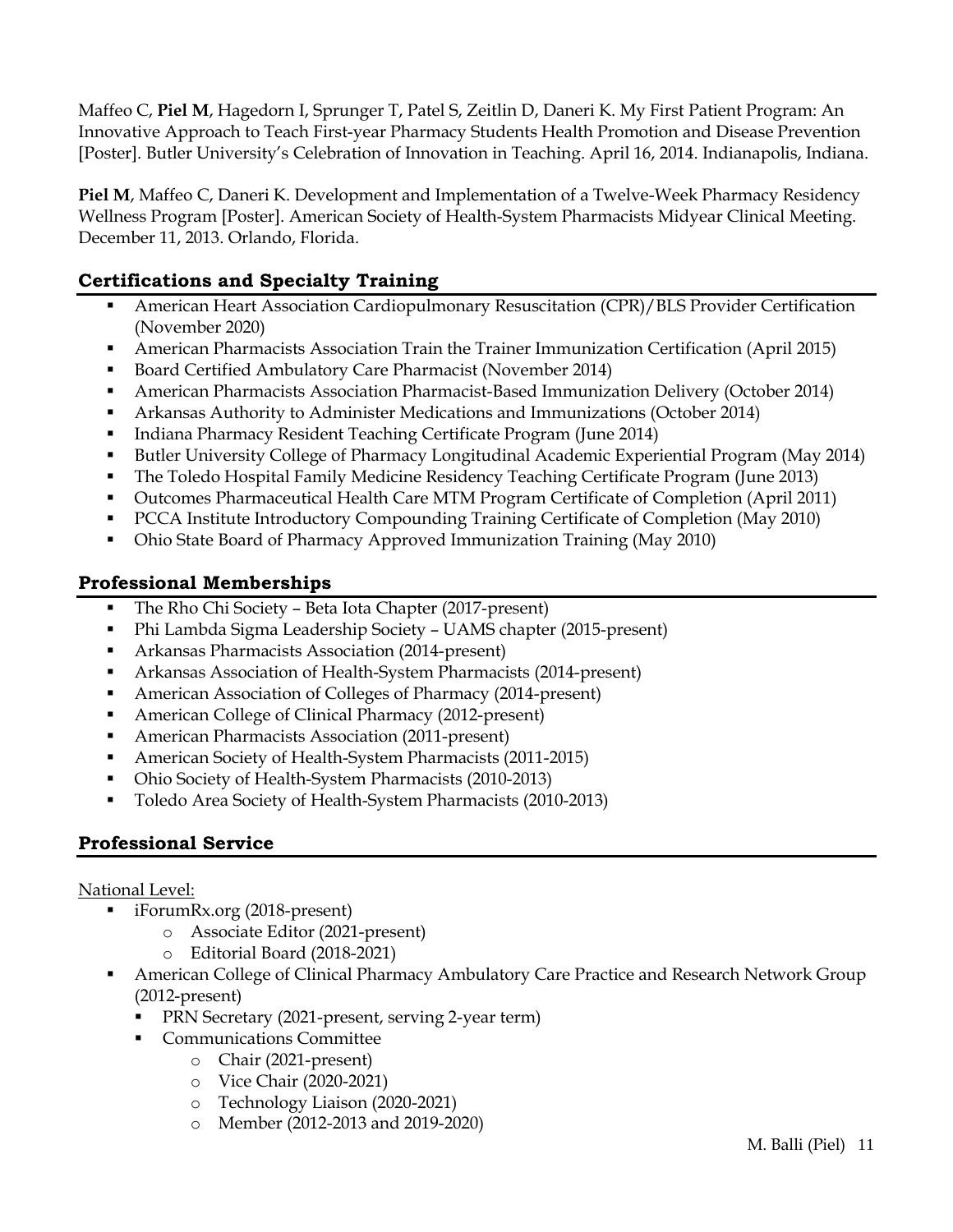Maffeo C, **Piel M**, Hagedorn I, Sprunger T, Patel S, Zeitlin D, Daneri K. My First Patient Program: An Innovative Approach to Teach First-year Pharmacy Students Health Promotion and Disease Prevention [Poster]. Butler University's Celebration of Innovation in Teaching. April 16, 2014. Indianapolis, Indiana.

**Piel M**, Maffeo C, Daneri K. Development and Implementation of a Twelve-Week Pharmacy Residency Wellness Program [Poster]. American Society of Health-System Pharmacists Midyear Clinical Meeting. December 11, 2013. Orlando, Florida.

## Certifications and Specialty Training

- American Heart Association Cardiopulmonary Resuscitation (CPR)/BLS Provider Certification (November 2020)
- American Pharmacists Association Train the Trainer Immunization Certification (April 2015)
- Board Certified Ambulatory Care Pharmacist (November 2014)
- American Pharmacists Association Pharmacist-Based Immunization Delivery (October 2014)
- Arkansas Authority to Administer Medications and Immunizations (October 2014)
- Indiana Pharmacy Resident Teaching Certificate Program (June 2014)
- Butler University College of Pharmacy Longitudinal Academic Experiential Program (May 2014)
- The Toledo Hospital Family Medicine Residency Teaching Certificate Program (June 2013)
- Outcomes Pharmaceutical Health Care MTM Program Certificate of Completion (April 2011)
- PCCA Institute Introductory Compounding Training Certificate of Completion (May 2010)
- Ohio State Board of Pharmacy Approved Immunization Training (May 2010)

## Professional Memberships

- The Rho Chi Society – Beta Iota Chapter (2017-present)
- Phi Lambda Sigma Leadership Society – UAMS chapter (2015-present)
- Arkansas Pharmacists Association (2014-present)
- Arkansas Association of Health-System Pharmacists (2014-present)
- American Association of Colleges of Pharmacy (2014-present)
- American College of Clinical Pharmacy (2012-present)
- American Pharmacists Association (2011-present)
- American Society of Health-System Pharmacists (2011-2015)
- Ohio Society of Health-System Pharmacists (2010-2013)
- Toledo Area Society of Health-System Pharmacists (2010-2013)

## Professional Service

National Level:

- iForumRx.org (2018-present)
  - Associate Editor (2021-present)
  - Editorial Board (2018-2021)
- American College of Clinical Pharmacy Ambulatory Care Practice and Research Network Group (2012-present)
  - PRN Secretary (2021-present, serving 2-year term)
  - Communications Committee
    - Chair (2021-present)
    - Vice Chair (2020-2021)
    - Technology Liaison (2020-2021)
    - Member (2012-2013 and 2019-2020)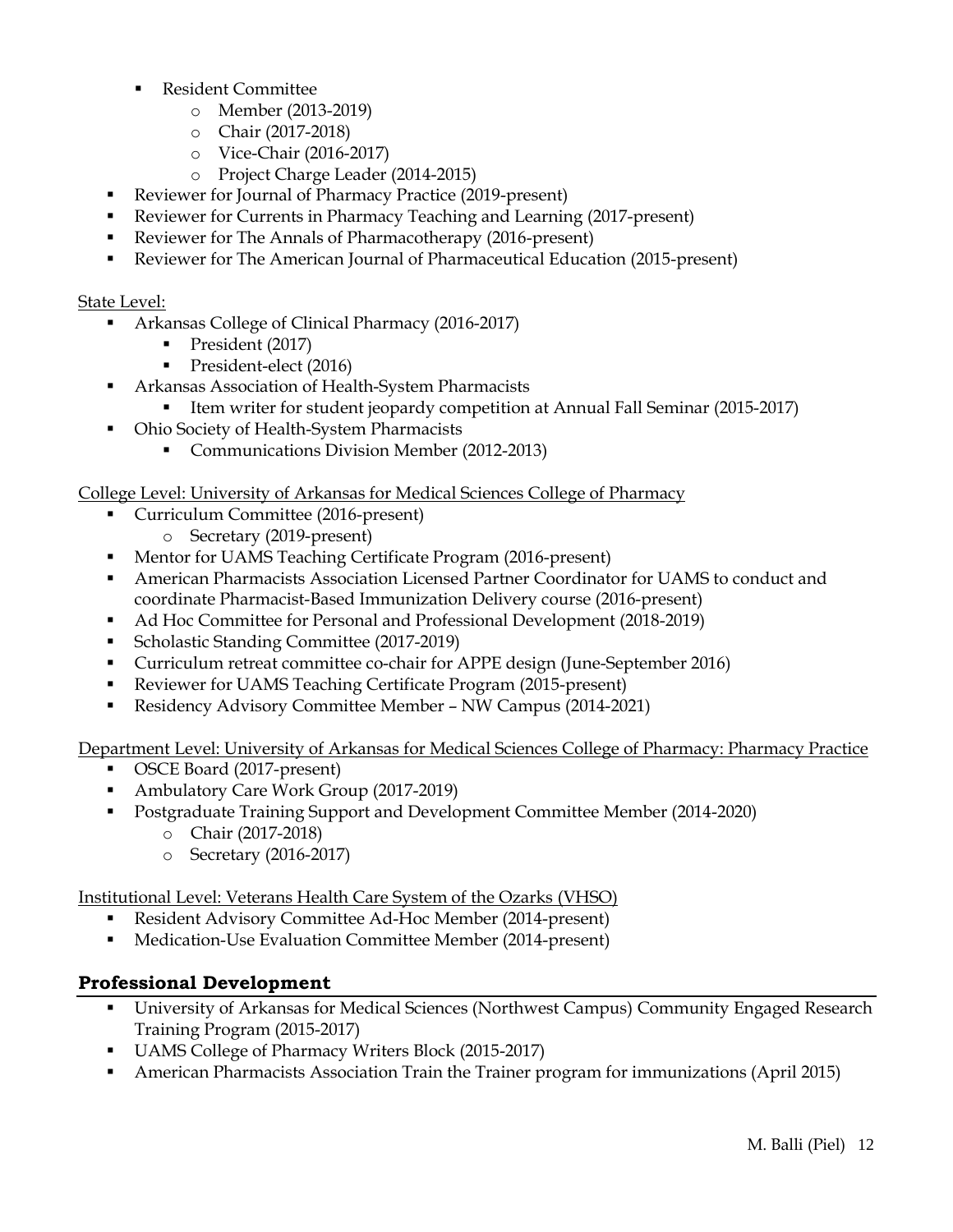- Resident Committee
  - Member (2013-2019)
  - Chair (2017-2018)
  - Vice-Chair (2016-2017)
  - Project Charge Leader (2014-2015)
- Reviewer for Journal of Pharmacy Practice (2019-present)
- Reviewer for Currents in Pharmacy Teaching and Learning (2017-present)
- Reviewer for The Annals of Pharmacotherapy (2016-present)
- Reviewer for The American Journal of Pharmaceutical Education (2015-present)

State Level:

- Arkansas College of Clinical Pharmacy (2016-2017)
  - President (2017)
  - President-elect (2016)
- Arkansas Association of Health-System Pharmacists
  - Item writer for student jeopardy competition at Annual Fall Seminar (2015-2017)
- Ohio Society of Health-System Pharmacists
  - Communications Division Member (2012-2013)

College Level: University of Arkansas for Medical Sciences College of Pharmacy

- Curriculum Committee (2016-present)
  - Secretary (2019-present)
- Mentor for UAMS Teaching Certificate Program (2016-present)
- American Pharmacists Association Licensed Partner Coordinator for UAMS to conduct and coordinate Pharmacist-Based Immunization Delivery course (2016-present)
- Ad Hoc Committee for Personal and Professional Development (2018-2019)
- Scholastic Standing Committee (2017-2019)
- Curriculum retreat committee co-chair for APPE design (June-September 2016)
- Reviewer for UAMS Teaching Certificate Program (2015-present)
- Residency Advisory Committee Member – NW Campus (2014-2021)

Department Level: University of Arkansas for Medical Sciences College of Pharmacy: Pharmacy Practice

- OSCE Board (2017-present)
- Ambulatory Care Work Group (2017-2019)
- Postgraduate Training Support and Development Committee Member (2014-2020)
  - Chair (2017-2018)
  - Secretary (2016-2017)

Institutional Level: Veterans Health Care System of the Ozarks (VHSO)

- Resident Advisory Committee Ad-Hoc Member (2014-present)
- Medication-Use Evaluation Committee Member (2014-present)

## Professional Development

- University of Arkansas for Medical Sciences (Northwest Campus) Community Engaged Research Training Program (2015-2017)
- UAMS College of Pharmacy Writers Block (2015-2017)
- American Pharmacists Association Train the Trainer program for immunizations (April 2015)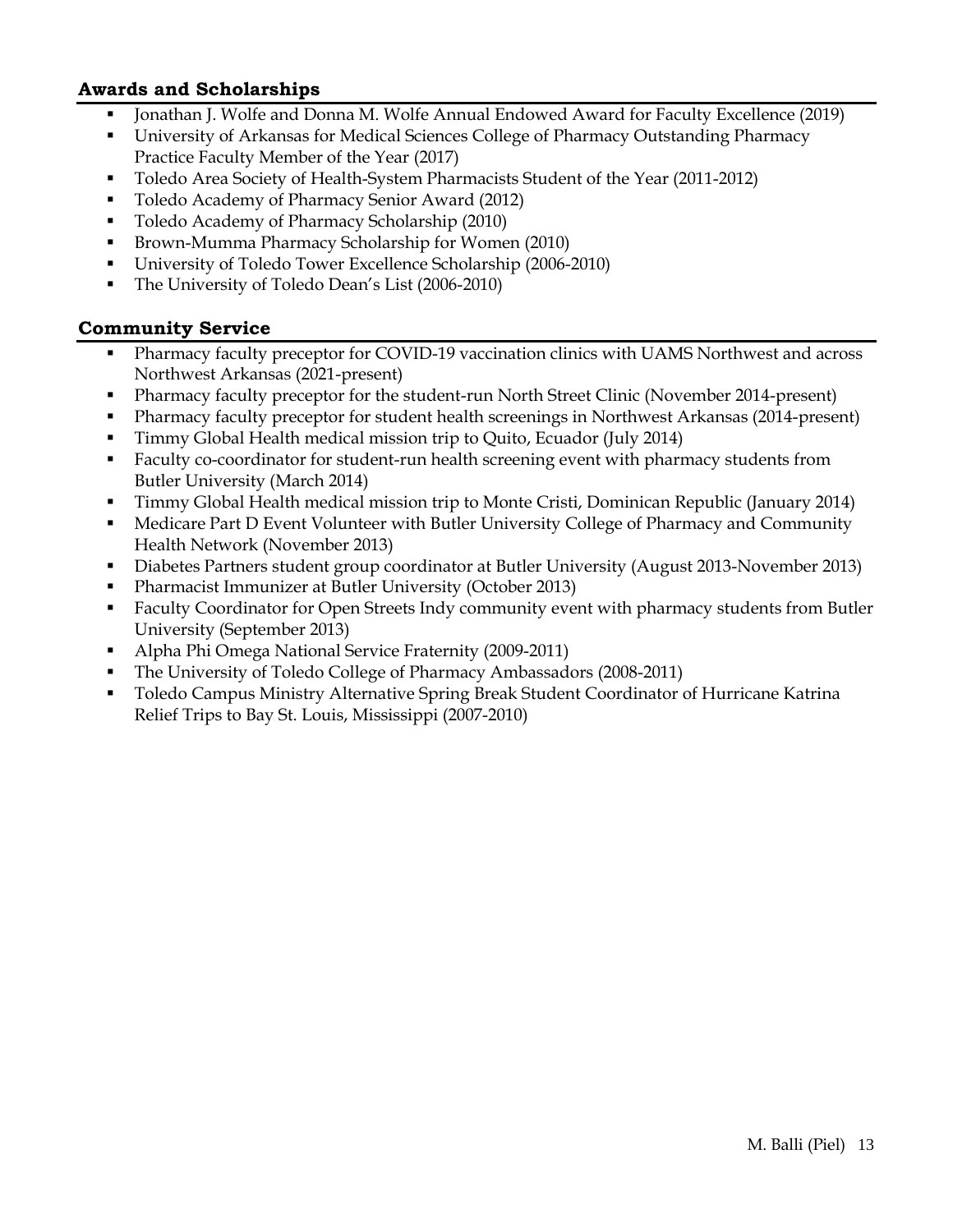## Awards and Scholarships

- Jonathan J. Wolfe and Donna M. Wolfe Annual Endowed Award for Faculty Excellence (2019)
- University of Arkansas for Medical Sciences College of Pharmacy Outstanding Pharmacy Practice Faculty Member of the Year (2017)
- Toledo Area Society of Health-System Pharmacists Student of the Year (2011-2012)
- Toledo Academy of Pharmacy Senior Award (2012)
- Toledo Academy of Pharmacy Scholarship (2010)
- Brown-Mumma Pharmacy Scholarship for Women (2010)
- University of Toledo Tower Excellence Scholarship (2006-2010)
- The University of Toledo Dean's List (2006-2010)

## Community Service

- Pharmacy faculty preceptor for COVID-19 vaccination clinics with UAMS Northwest and across Northwest Arkansas (2021-present)
- Pharmacy faculty preceptor for the student-run North Street Clinic (November 2014-present)
- Pharmacy faculty preceptor for student health screenings in Northwest Arkansas (2014-present)
- Timmy Global Health medical mission trip to Quito, Ecuador (July 2014)
- Faculty co-coordinator for student-run health screening event with pharmacy students from Butler University (March 2014)
- Timmy Global Health medical mission trip to Monte Cristi, Dominican Republic (January 2014)
- Medicare Part D Event Volunteer with Butler University College of Pharmacy and Community Health Network (November 2013)
- Diabetes Partners student group coordinator at Butler University (August 2013-November 2013)
- Pharmacist Immunizer at Butler University (October 2013)
- Faculty Coordinator for Open Streets Indy community event with pharmacy students from Butler University (September 2013)
- Alpha Phi Omega National Service Fraternity (2009-2011)
- The University of Toledo College of Pharmacy Ambassadors (2008-2011)
- Toledo Campus Ministry Alternative Spring Break Student Coordinator of Hurricane Katrina Relief Trips to Bay St. Louis, Mississippi (2007-2010)